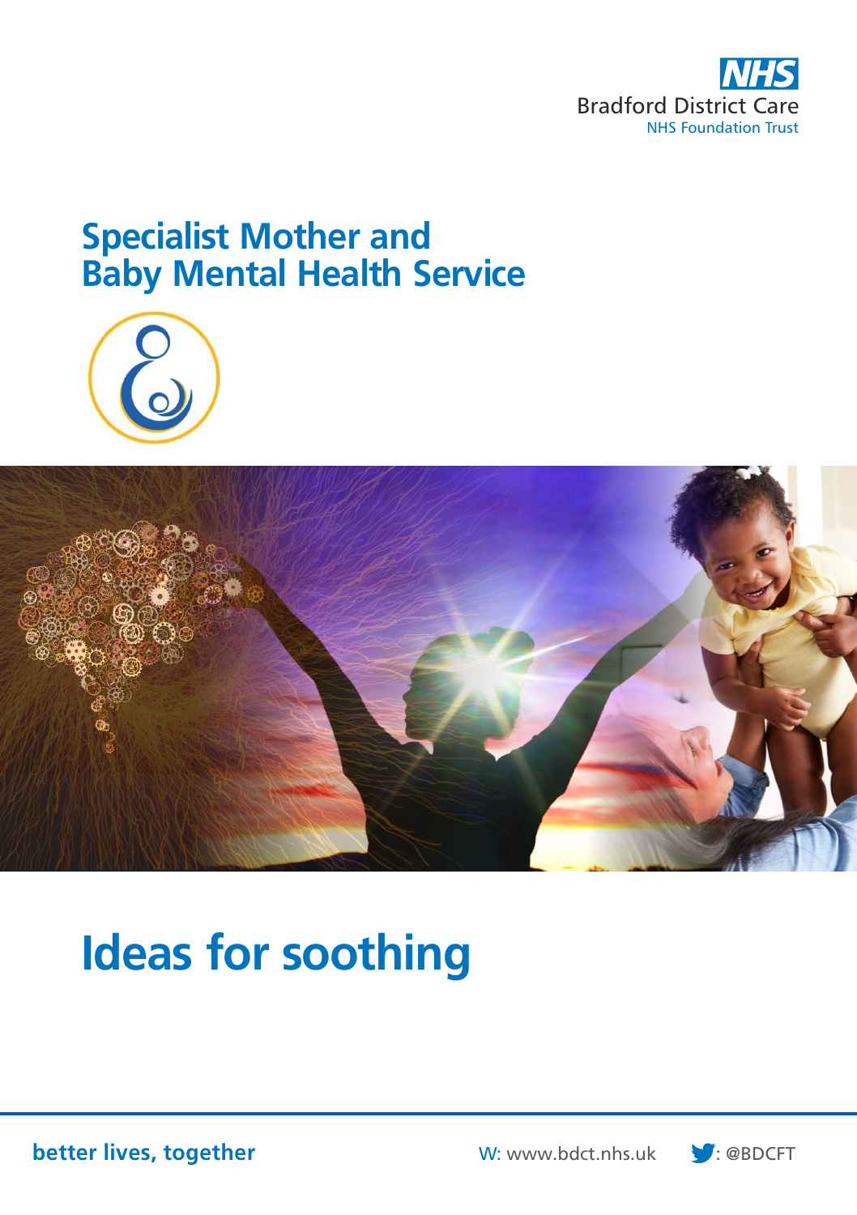NHS
Bradford District Care
NHS Foundation Trust

# Specialist Mother and Baby Mental Health Service

# Ideas for soothing

**better lives, together**

W: www.bdct.nhs.uk

: @BDCFT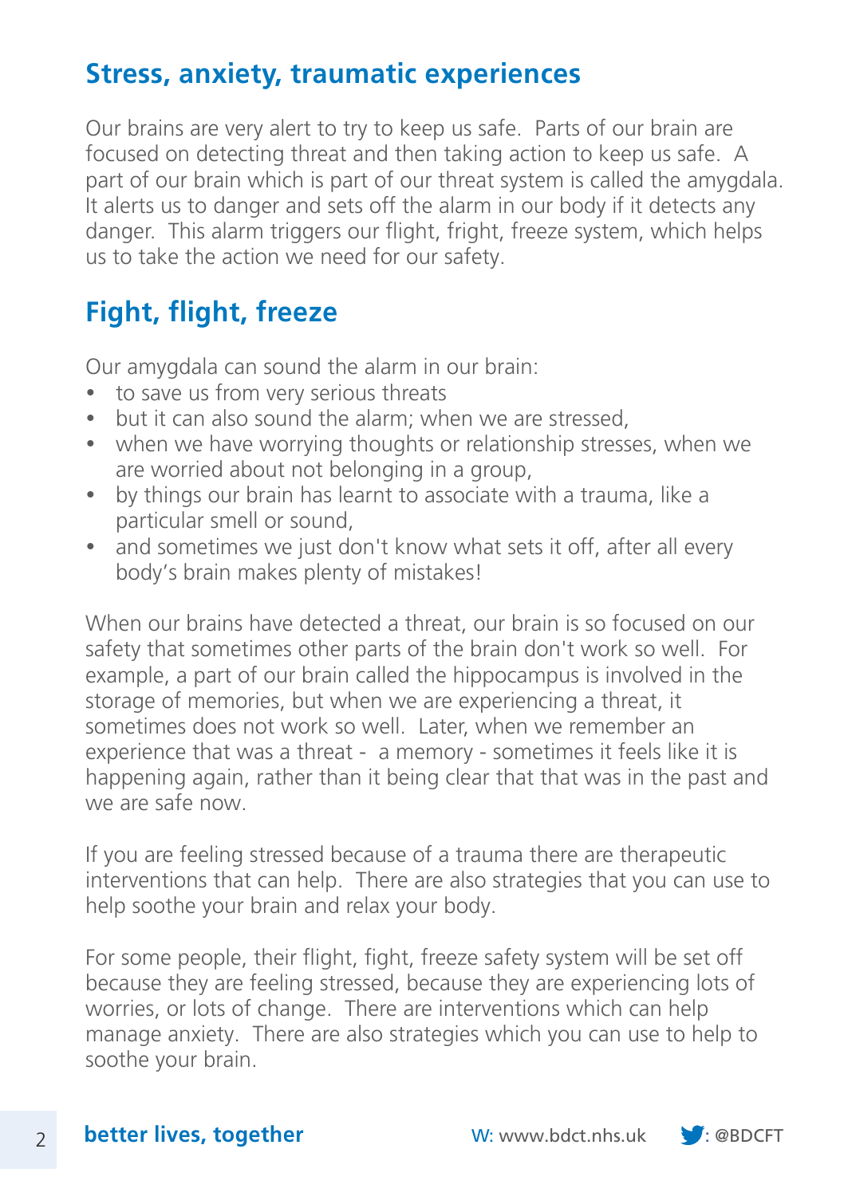## Stress, anxiety, traumatic experiences

Our brains are very alert to try to keep us safe. Parts of our brain are focused on detecting threat and then taking action to keep us safe. A part of our brain which is part of our threat system is called the amygdala. It alerts us to danger and sets off the alarm in our body if it detects any danger. This alarm triggers our flight, fright, freeze system, which helps us to take the action we need for our safety.

## Fight, flight, freeze

Our amygdala can sound the alarm in our brain:

- to save us from very serious threats
- but it can also sound the alarm; when we are stressed,
- when we have worrying thoughts or relationship stresses, when we are worried about not belonging in a group,
- by things our brain has learnt to associate with a trauma, like a particular smell or sound,
- and sometimes we just don't know what sets it off, after all every body's brain makes plenty of mistakes!

When our brains have detected a threat, our brain is so focused on our safety that sometimes other parts of the brain don't work so well. For example, a part of our brain called the hippocampus is involved in the storage of memories, but when we are experiencing a threat, it sometimes does not work so well. Later, when we remember an experience that was a threat - a memory - sometimes it feels like it is happening again, rather than it being clear that that was in the past and we are safe now.

If you are feeling stressed because of a trauma there are therapeutic interventions that can help. There are also strategies that you can use to help soothe your brain and relax your body.

For some people, their flight, fight, freeze safety system will be set off because they are feeling stressed, because they are experiencing lots of worries, or lots of change. There are interventions which can help manage anxiety. There are also strategies which you can use to help to soothe your brain.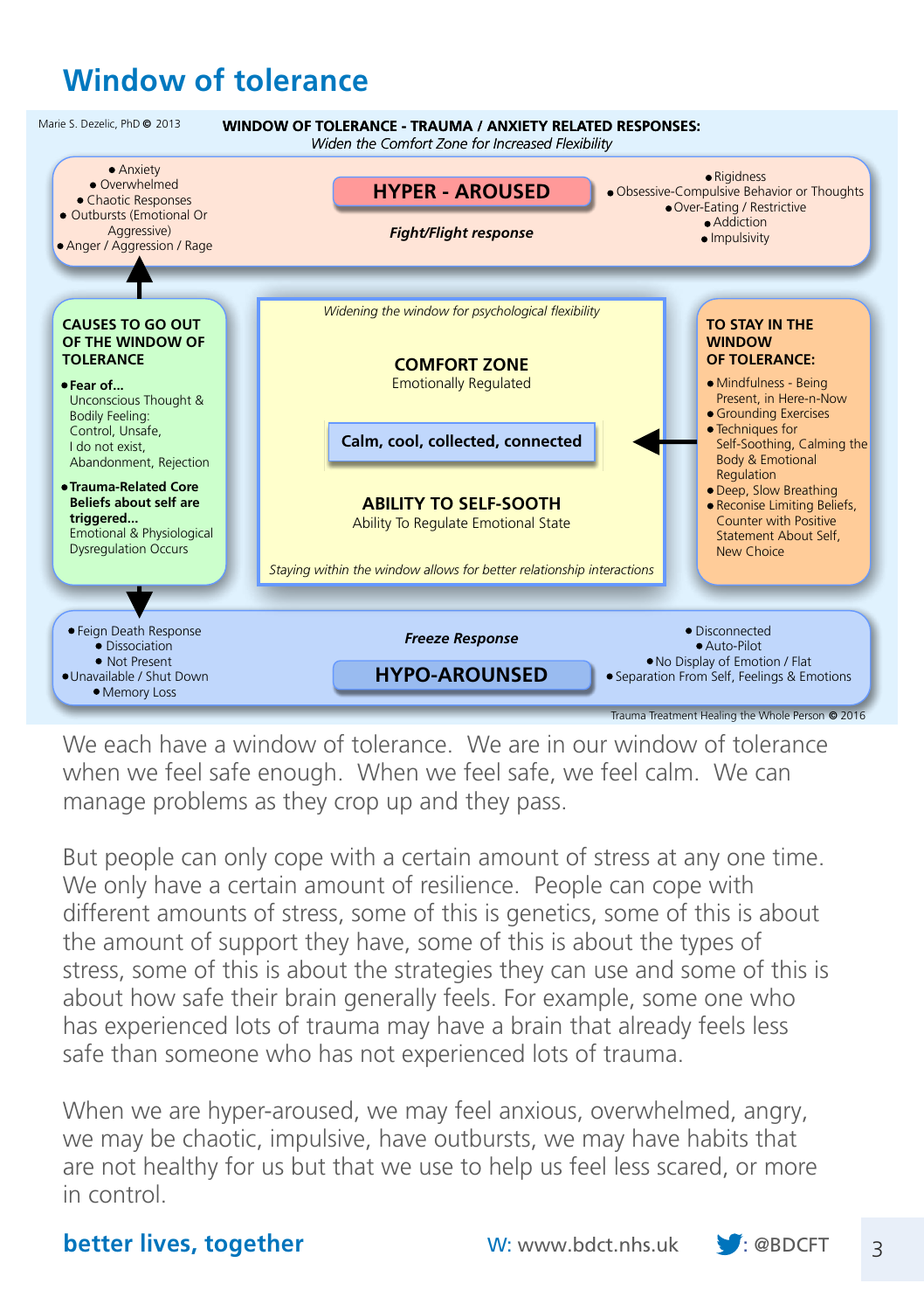# Window of tolerance

Marie S. Dezelic, PhD © 2013

**WINDOW OF TOLERANCE - TRAUMA / ANXIETY RELATED RESPONSES:**
*Widen the Comfort Zone for Increased Flexibility*

**HYPER - AROUSED**

*Fight/Flight response*

- Anxiety
- Overwhelmed
- Chaotic Responses
- Outbursts (Emotional Or Aggressive)
- Anger / Aggression / Rage

- Rigidness
- Obsessive-Compulsive Behavior or Thoughts
- Over-Eating / Restrictive
- Addiction
- Impulsivity

**CAUSES TO GO OUT OF THE WINDOW OF TOLERANCE**

- **Fear of...** Unconscious Thought & Bodily Feeling: Control, Unsafe, I do not exist, Abandonment, Rejection
- **Trauma-Related Core Beliefs about self are triggered...** Emotional & Physiological Dysregulation Occurs

*Widening the window for psychological flexibility*

**COMFORT ZONE**
Emotionally Regulated

**Calm, cool, collected, connected**

**ABILITY TO SELF-SOOTH**
Ability To Regulate Emotional State

*Staying within the window allows for better relationship interactions*

**TO STAY IN THE WINDOW OF TOLERANCE:**

- Mindfulness - Being Present, in Here-n-Now
- Grounding Exercises
- Techniques for Self-Soothing, Calming the Body & Emotional Regulation
- Deep, Slow Breathing
- Reconise Limiting Beliefs, Counter with Positive Statement About Self, New Choice

*Freeze Response*

**HYPO-AROUNSED**

- Feign Death Response
- Dissociation
- Not Present
- Unavailable / Shut Down
- Memory Loss

- Disconnected
- Auto-Pilot
- No Display of Emotion / Flat
- Separation From Self, Feelings & Emotions

Trauma Treatment Healing the Whole Person © 2016

We each have a window of tolerance. We are in our window of tolerance when we feel safe enough. When we feel safe, we feel calm. We can manage problems as they crop up and they pass.

But people can only cope with a certain amount of stress at any one time. We only have a certain amount of resilience. People can cope with different amounts of stress, some of this is genetics, some of this is about the amount of support they have, some of this is about the types of stress, some of this is about the strategies they can use and some of this is about how safe their brain generally feels. For example, some one who has experienced lots of trauma may have a brain that already feels less safe than someone who has not experienced lots of trauma.

When we are hyper-aroused, we may feel anxious, overwhelmed, angry, we may be chaotic, impulsive, have outbursts, we may have habits that are not healthy for us but that we use to help us feel less scared, or more in control.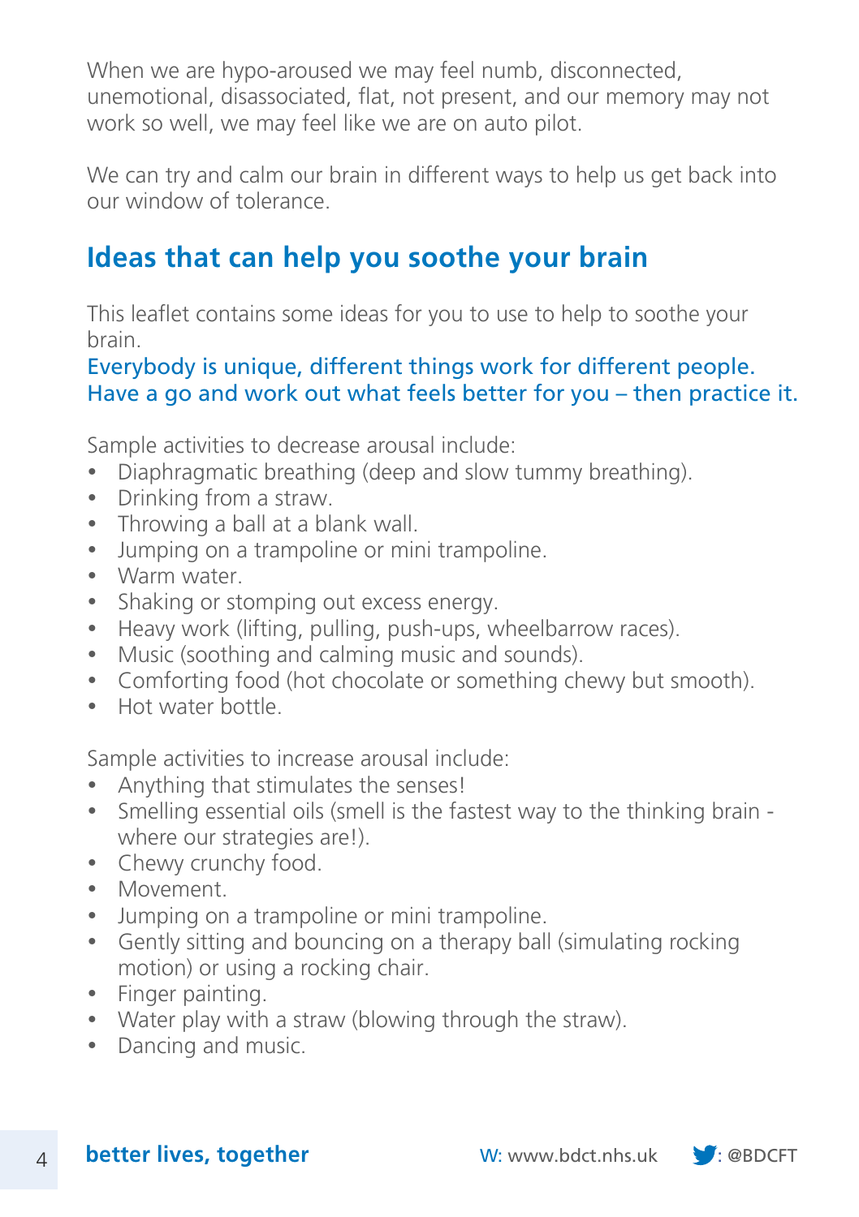When we are hypo-aroused we may feel numb, disconnected, unemotional, disassociated, flat, not present, and our memory may not work so well, we may feel like we are on auto pilot.

We can try and calm our brain in different ways to help us get back into our window of tolerance.

## Ideas that can help you soothe your brain

This leaflet contains some ideas for you to use to help to soothe your brain.

Everybody is unique, different things work for different people. Have a go and work out what feels better for you – then practice it.

Sample activities to decrease arousal include:

- Diaphragmatic breathing (deep and slow tummy breathing).
- Drinking from a straw.
- Throwing a ball at a blank wall.
- Jumping on a trampoline or mini trampoline.
- Warm water.
- Shaking or stomping out excess energy.
- Heavy work (lifting, pulling, push-ups, wheelbarrow races).
- Music (soothing and calming music and sounds).
- Comforting food (hot chocolate or something chewy but smooth).
- Hot water bottle.

Sample activities to increase arousal include:

- Anything that stimulates the senses!
- Smelling essential oils (smell is the fastest way to the thinking brain - where our strategies are!).
- Chewy crunchy food.
- Movement.
- Jumping on a trampoline or mini trampoline.
- Gently sitting and bouncing on a therapy ball (simulating rocking motion) or using a rocking chair.
- Finger painting.
- Water play with a straw (blowing through the straw).
- Dancing and music.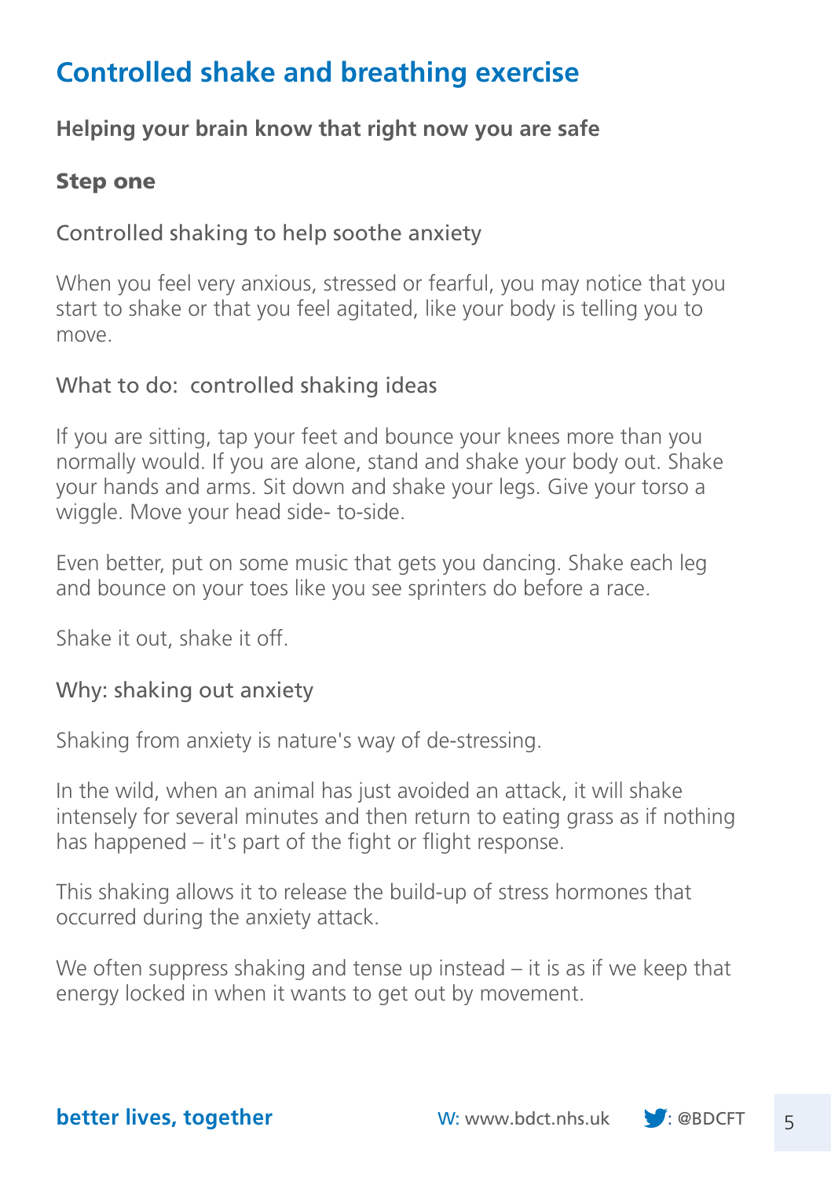## Controlled shake and breathing exercise

**Helping your brain know that right now you are safe**

**Step one**

Controlled shaking to help soothe anxiety

When you feel very anxious, stressed or fearful, you may notice that you start to shake or that you feel agitated, like your body is telling you to move.

What to do: controlled shaking ideas

If you are sitting, tap your feet and bounce your knees more than you normally would. If you are alone, stand and shake your body out. Shake your hands and arms. Sit down and shake your legs. Give your torso a wiggle. Move your head side- to-side.

Even better, put on some music that gets you dancing. Shake each leg and bounce on your toes like you see sprinters do before a race.

Shake it out, shake it off.

Why: shaking out anxiety

Shaking from anxiety is nature's way of de-stressing.

In the wild, when an animal has just avoided an attack, it will shake intensely for several minutes and then return to eating grass as if nothing has happened – it's part of the fight or flight response.

This shaking allows it to release the build-up of stress hormones that occurred during the anxiety attack.

We often suppress shaking and tense up instead – it is as if we keep that energy locked in when it wants to get out by movement.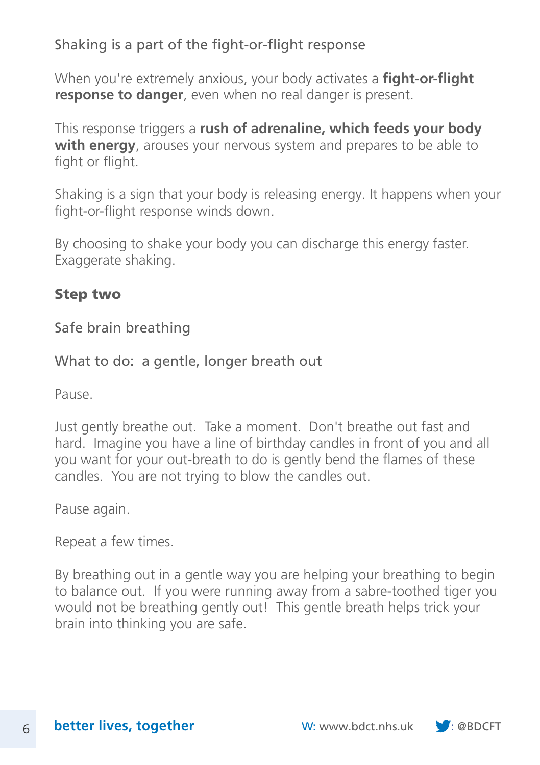Shaking is a part of the fight-or-flight response

When you're extremely anxious, your body activates a **fight-or-flight response to danger**, even when no real danger is present.

This response triggers a **rush of adrenaline, which feeds your body with energy**, arouses your nervous system and prepares to be able to fight or flight.

Shaking is a sign that your body is releasing energy. It happens when your fight-or-flight response winds down.

By choosing to shake your body you can discharge this energy faster. Exaggerate shaking.

## Step two

Safe brain breathing

What to do: a gentle, longer breath out

Pause.

Just gently breathe out. Take a moment. Don't breathe out fast and hard. Imagine you have a line of birthday candles in front of you and all you want for your out-breath to do is gently bend the flames of these candles. You are not trying to blow the candles out.

Pause again.

Repeat a few times.

By breathing out in a gentle way you are helping your breathing to begin to balance out. If you were running away from a sabre-toothed tiger you would not be breathing gently out! This gentle breath helps trick your brain into thinking you are safe.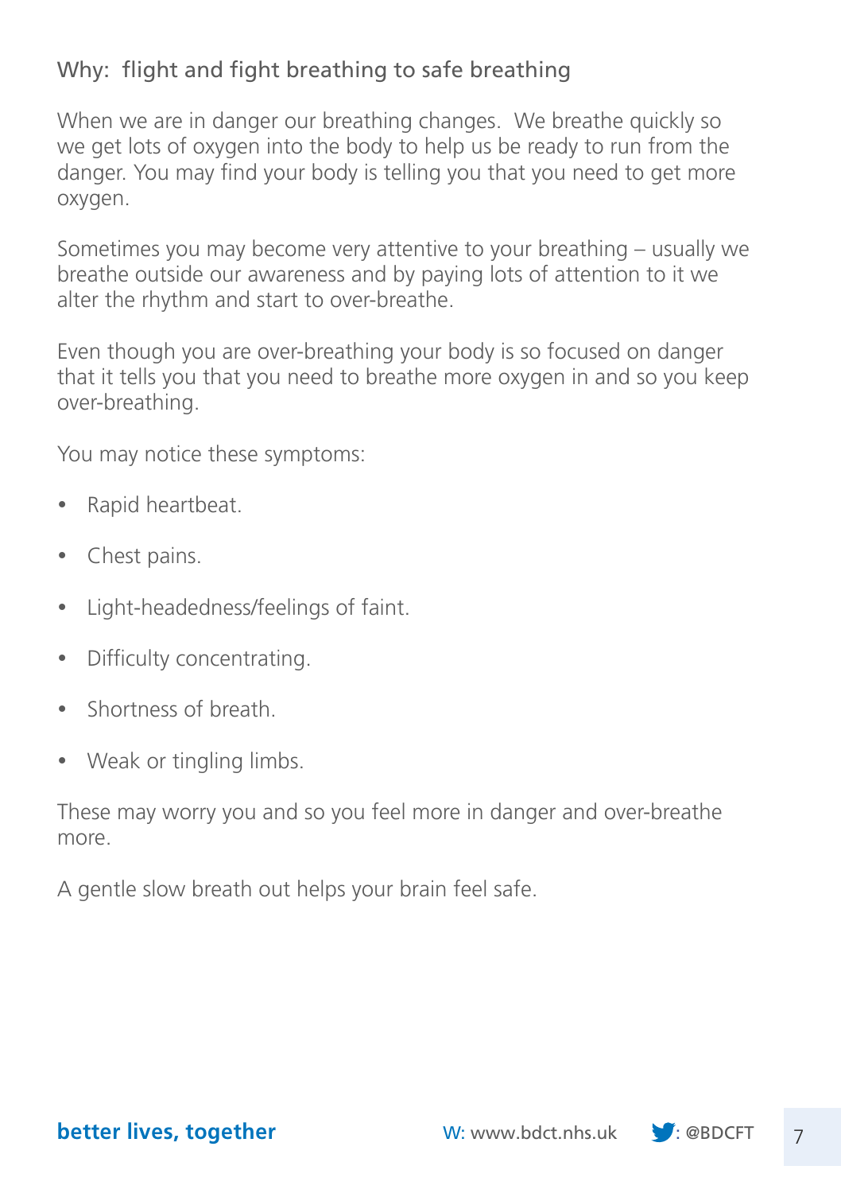## Why: flight and fight breathing to safe breathing

When we are in danger our breathing changes. We breathe quickly so we get lots of oxygen into the body to help us be ready to run from the danger. You may find your body is telling you that you need to get more oxygen.

Sometimes you may become very attentive to your breathing – usually we breathe outside our awareness and by paying lots of attention to it we alter the rhythm and start to over-breathe.

Even though you are over-breathing your body is so focused on danger that it tells you that you need to breathe more oxygen in and so you keep over-breathing.

You may notice these symptoms:

- Rapid heartbeat.
- Chest pains.
- Light-headedness/feelings of faint.
- Difficulty concentrating.
- Shortness of breath.
- Weak or tingling limbs.

These may worry you and so you feel more in danger and over-breathe more.

A gentle slow breath out helps your brain feel safe.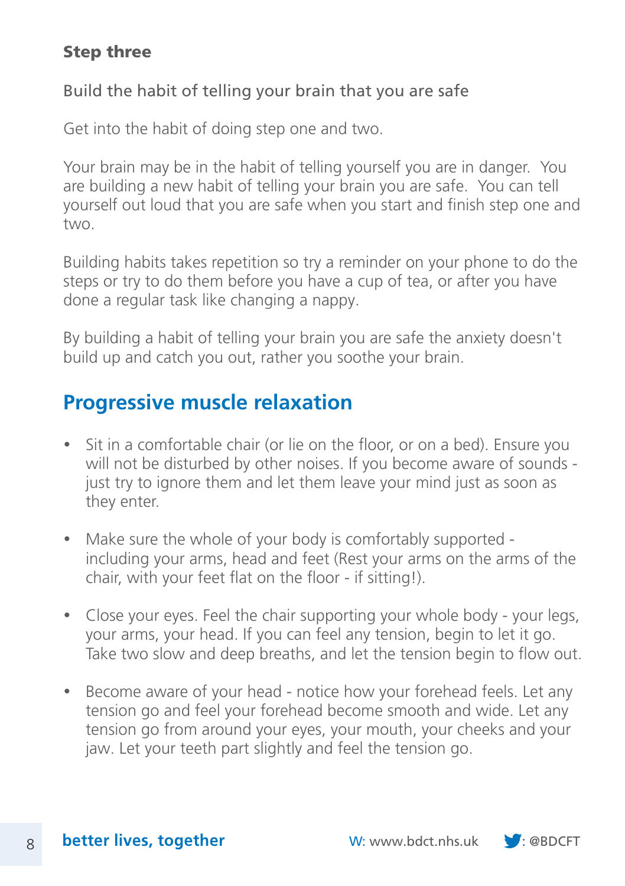**Step three**

Build the habit of telling your brain that you are safe

Get into the habit of doing step one and two.

Your brain may be in the habit of telling yourself you are in danger. You are building a new habit of telling your brain you are safe. You can tell yourself out loud that you are safe when you start and finish step one and two.

Building habits takes repetition so try a reminder on your phone to do the steps or try to do them before you have a cup of tea, or after you have done a regular task like changing a nappy.

By building a habit of telling your brain you are safe the anxiety doesn't build up and catch you out, rather you soothe your brain.

## Progressive muscle relaxation

- Sit in a comfortable chair (or lie on the floor, or on a bed). Ensure you will not be disturbed by other noises. If you become aware of sounds - just try to ignore them and let them leave your mind just as soon as they enter.
- Make sure the whole of your body is comfortably supported - including your arms, head and feet (Rest your arms on the arms of the chair, with your feet flat on the floor - if sitting!).
- Close your eyes. Feel the chair supporting your whole body - your legs, your arms, your head. If you can feel any tension, begin to let it go. Take two slow and deep breaths, and let the tension begin to flow out.
- Become aware of your head - notice how your forehead feels. Let any tension go and feel your forehead become smooth and wide. Let any tension go from around your eyes, your mouth, your cheeks and your jaw. Let your teeth part slightly and feel the tension go.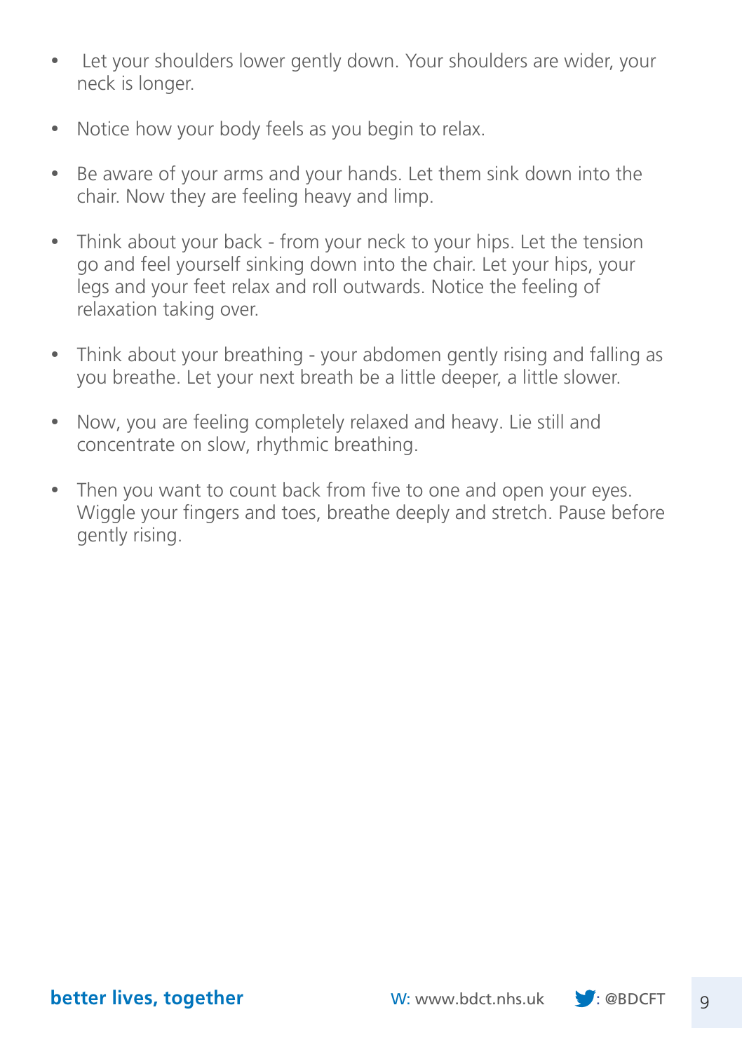- Let your shoulders lower gently down. Your shoulders are wider, your neck is longer.
- Notice how your body feels as you begin to relax.
- Be aware of your arms and your hands. Let them sink down into the chair. Now they are feeling heavy and limp.
- Think about your back - from your neck to your hips. Let the tension go and feel yourself sinking down into the chair. Let your hips, your legs and your feet relax and roll outwards. Notice the feeling of relaxation taking over.
- Think about your breathing - your abdomen gently rising and falling as you breathe. Let your next breath be a little deeper, a little slower.
- Now, you are feeling completely relaxed and heavy. Lie still and concentrate on slow, rhythmic breathing.
- Then you want to count back from five to one and open your eyes. Wiggle your fingers and toes, breathe deeply and stretch. Pause before gently rising.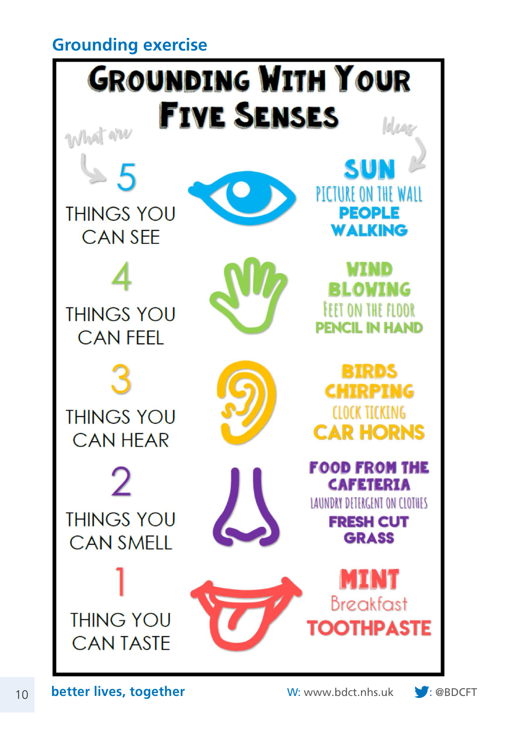## Grounding exercise

# Grounding With Your Five Senses

What are

Ideas

**5** THINGS YOU CAN SEE

SUN
PICTURE ON THE WALL
PEOPLE WALKING

**4** THINGS YOU CAN FEEL

WIND BLOWING
FEET ON THE FLOOR
PENCIL IN HAND

**3** THINGS YOU CAN HEAR

BIRDS CHIRPING
CLOCK TICKING
CAR HORNS

**2** THINGS YOU CAN SMELL

FOOD FROM THE CAFETERIA
LAUNDRY DETERGENT ON CLOTHES
FRESH CUT GRASS

**1** THING YOU CAN TASTE

MINT
Breakfast
TOOTHPASTE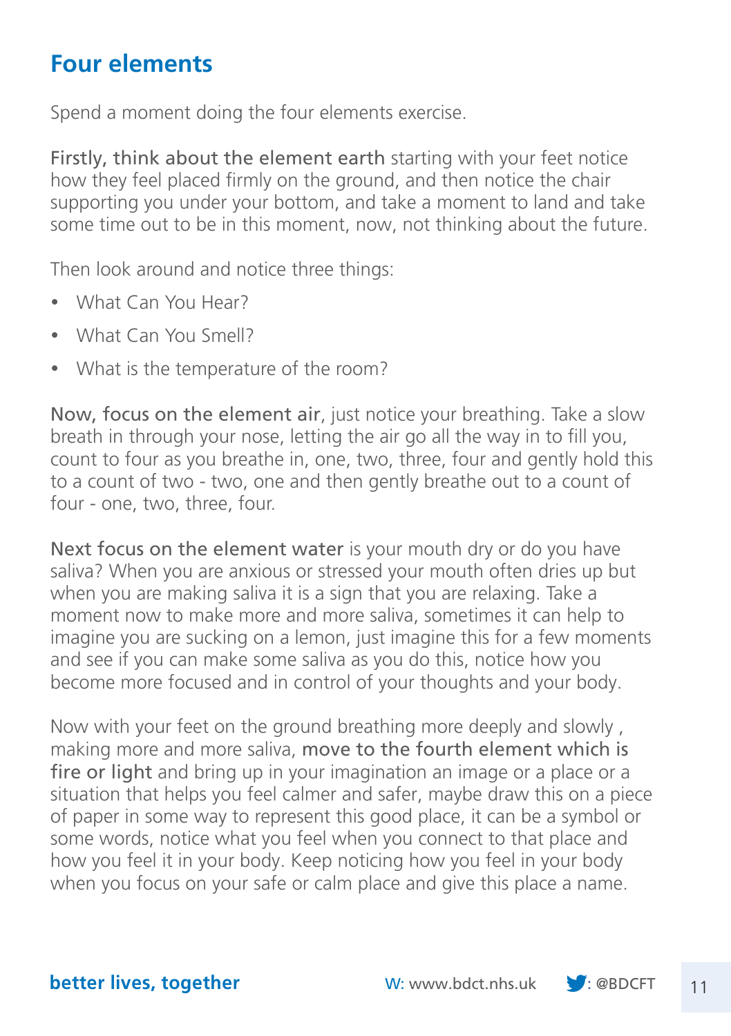## Four elements

Spend a moment doing the four elements exercise.

Firstly, think about the element earth starting with your feet notice how they feel placed firmly on the ground, and then notice the chair supporting you under your bottom, and take a moment to land and take some time out to be in this moment, now, not thinking about the future.

Then look around and notice three things:

- What Can You Hear?
- What Can You Smell?
- What is the temperature of the room?

Now, focus on the element air, just notice your breathing. Take a slow breath in through your nose, letting the air go all the way in to fill you, count to four as you breathe in, one, two, three, four and gently hold this to a count of two - two, one and then gently breathe out to a count of four - one, two, three, four.

Next focus on the element water is your mouth dry or do you have saliva? When you are anxious or stressed your mouth often dries up but when you are making saliva it is a sign that you are relaxing. Take a moment now to make more and more saliva, sometimes it can help to imagine you are sucking on a lemon, just imagine this for a few moments and see if you can make some saliva as you do this, notice how you become more focused and in control of your thoughts and your body.

Now with your feet on the ground breathing more deeply and slowly , making more and more saliva, move to the fourth element which is fire or light and bring up in your imagination an image or a place or a situation that helps you feel calmer and safer, maybe draw this on a piece of paper in some way to represent this good place, it can be a symbol or some words, notice what you feel when you connect to that place and how you feel it in your body. Keep noticing how you feel in your body when you focus on your safe or calm place and give this place a name.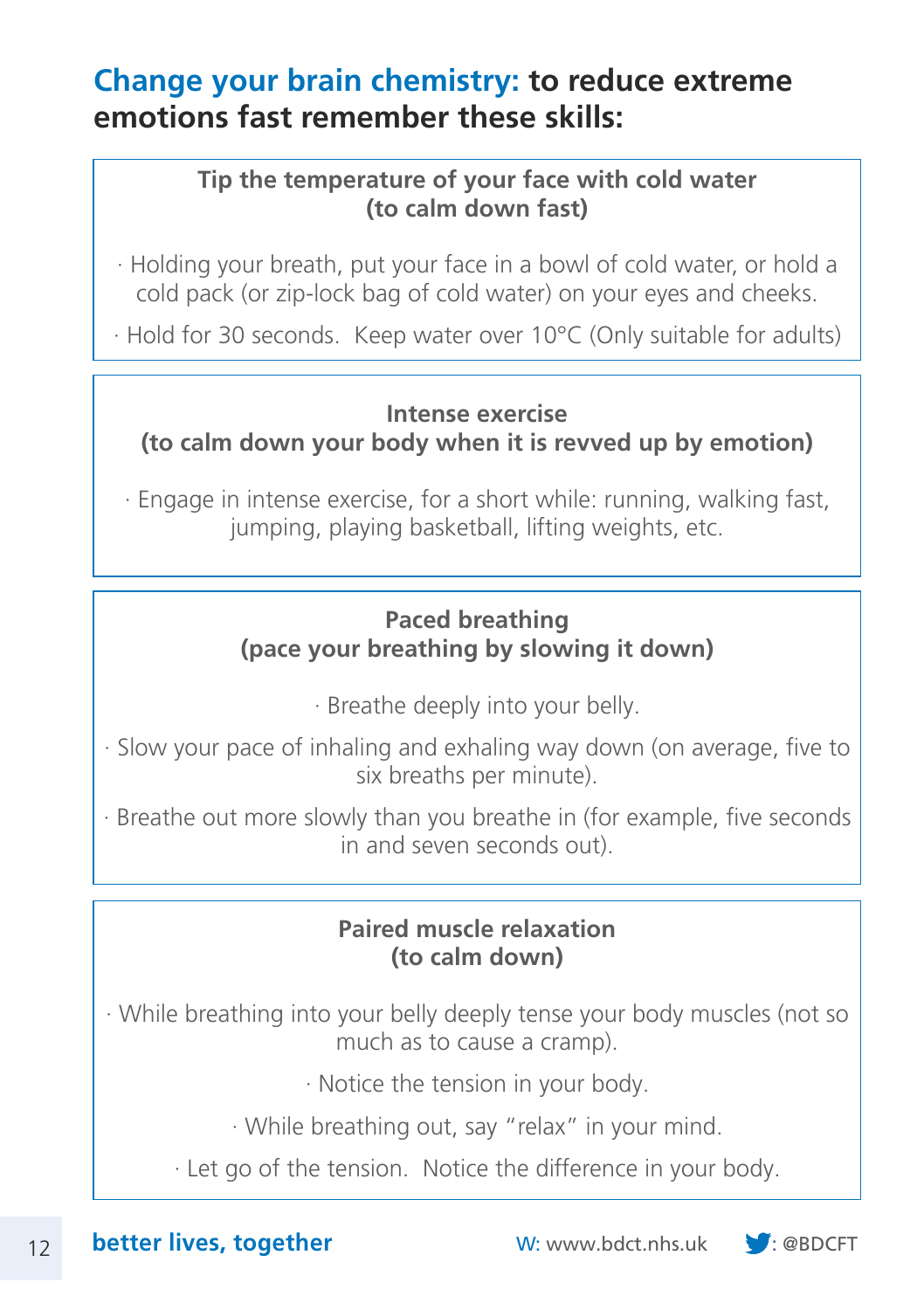## Change your brain chemistry: to reduce extreme emotions fast remember these skills:

**Tip the temperature of your face with cold water (to calm down fast)**

- Holding your breath, put your face in a bowl of cold water, or hold a cold pack (or zip-lock bag of cold water) on your eyes and cheeks.
- Hold for 30 seconds. Keep water over 10°C (Only suitable for adults)

**Intense exercise (to calm down your body when it is revved up by emotion)**

- Engage in intense exercise, for a short while: running, walking fast, jumping, playing basketball, lifting weights, etc.

**Paced breathing (pace your breathing by slowing it down)**

- Breathe deeply into your belly.
- Slow your pace of inhaling and exhaling way down (on average, five to six breaths per minute).
- Breathe out more slowly than you breathe in (for example, five seconds in and seven seconds out).

**Paired muscle relaxation (to calm down)**

- While breathing into your belly deeply tense your body muscles (not so much as to cause a cramp).
- Notice the tension in your body.
- While breathing out, say "relax" in your mind.
- Let go of the tension. Notice the difference in your body.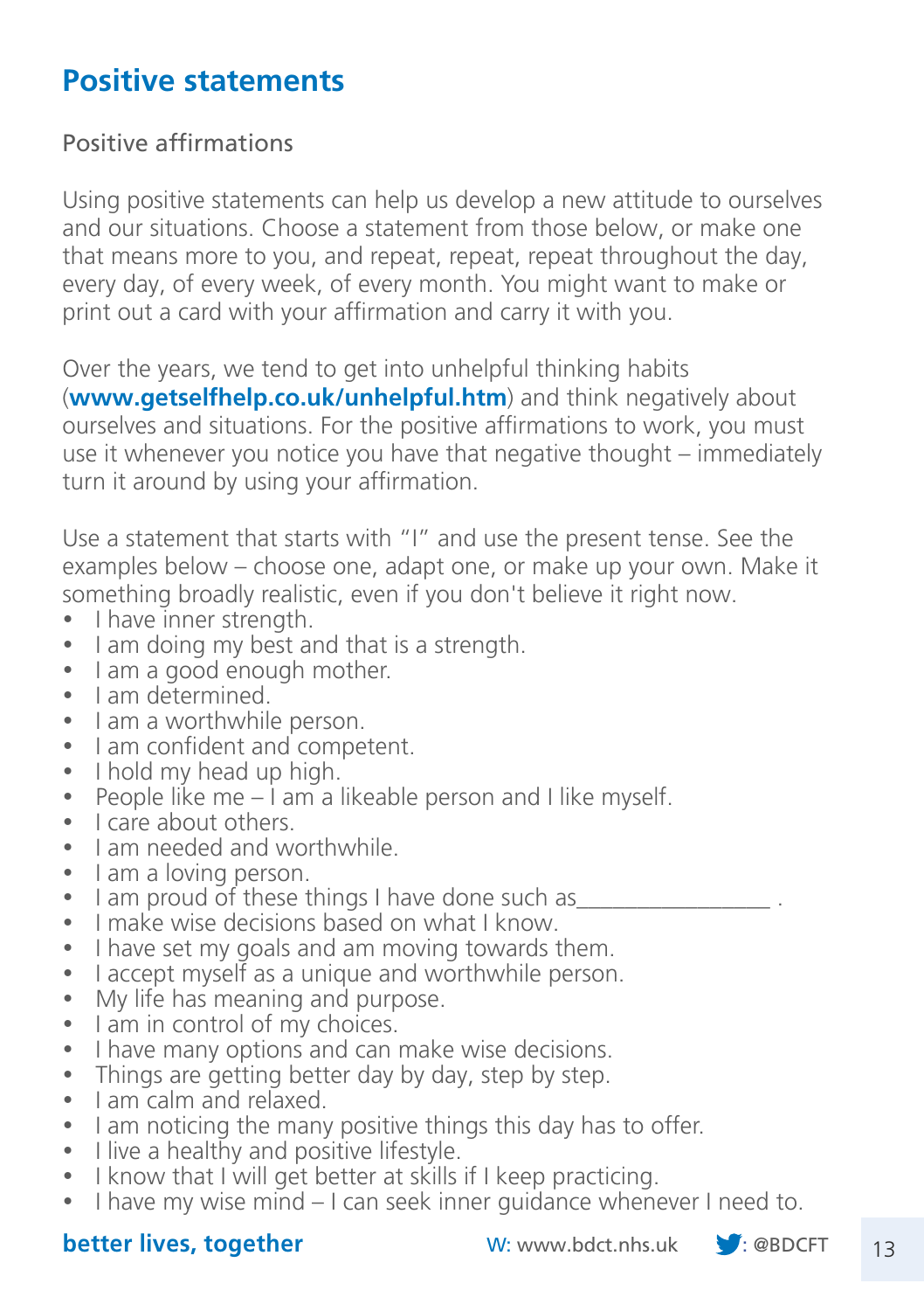## Positive statements

### Positive affirmations

Using positive statements can help us develop a new attitude to ourselves and our situations. Choose a statement from those below, or make one that means more to you, and repeat, repeat, repeat throughout the day, every day, of every week, of every month. You might want to make or print out a card with your affirmation and carry it with you.

Over the years, we tend to get into unhelpful thinking habits (**www.getselfhelp.co.uk/unhelpful.htm**) and think negatively about ourselves and situations. For the positive affirmations to work, you must use it whenever you notice you have that negative thought – immediately turn it around by using your affirmation.

Use a statement that starts with "I" and use the present tense. See the examples below – choose one, adapt one, or make up your own. Make it something broadly realistic, even if you don't believe it right now.

- I have inner strength.
- I am doing my best and that is a strength.
- I am a good enough mother.
- I am determined.
- I am a worthwhile person.
- I am confident and competent.
- I hold my head up high.
- People like me – I am a likeable person and I like myself.
- I care about others.
- I am needed and worthwhile.
- I am a loving person.
- I am proud of these things I have done such as________________ .
- I make wise decisions based on what I know.
- I have set my goals and am moving towards them.
- I accept myself as a unique and worthwhile person.
- My life has meaning and purpose.
- I am in control of my choices.
- I have many options and can make wise decisions.
- Things are getting better day by day, step by step.
- I am calm and relaxed.
- I am noticing the many positive things this day has to offer.
- I live a healthy and positive lifestyle.
- I know that I will get better at skills if I keep practicing.
- I have my wise mind – I can seek inner guidance whenever I need to.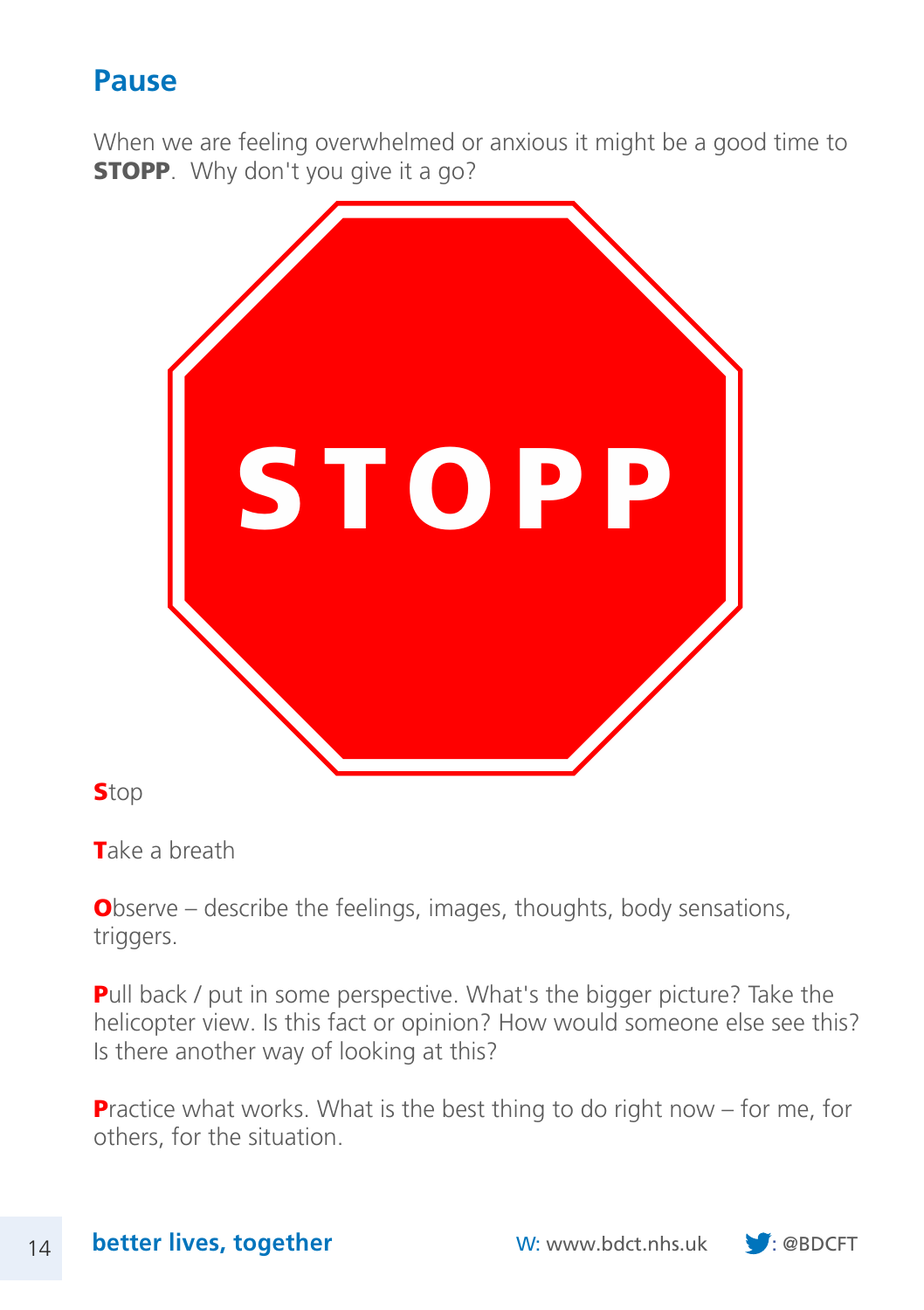## Pause

When we are feeling overwhelmed or anxious it might be a good time to **STOPP**. Why don't you give it a go?

STOPP

**S**top

**T**ake a breath

**O**bserve – describe the feelings, images, thoughts, body sensations, triggers.

**P**ull back / put in some perspective. What's the bigger picture? Take the helicopter view. Is this fact or opinion? How would someone else see this? Is there another way of looking at this?

**P**ractice what works. What is the best thing to do right now – for me, for others, for the situation.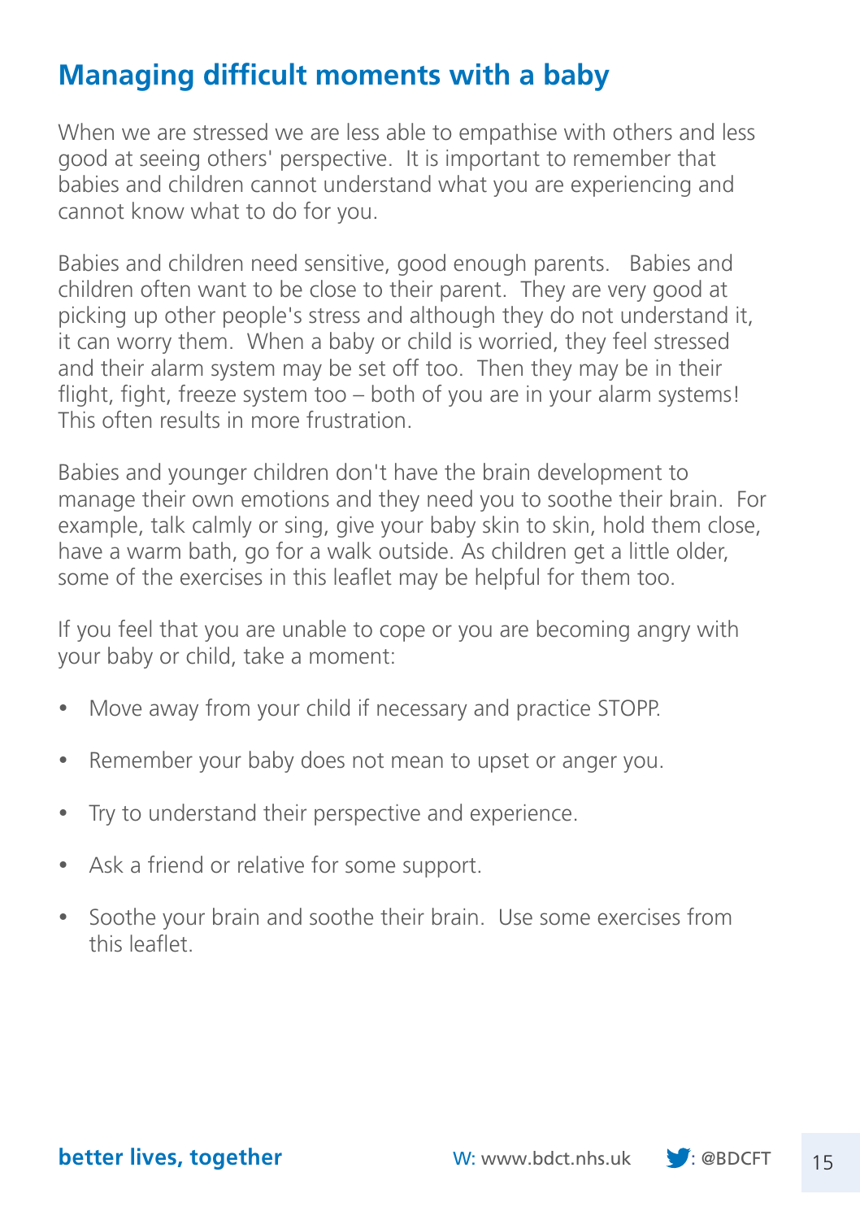## Managing difficult moments with a baby

When we are stressed we are less able to empathise with others and less good at seeing others' perspective. It is important to remember that babies and children cannot understand what you are experiencing and cannot know what to do for you.

Babies and children need sensitive, good enough parents. Babies and children often want to be close to their parent. They are very good at picking up other people's stress and although they do not understand it, it can worry them. When a baby or child is worried, they feel stressed and their alarm system may be set off too. Then they may be in their flight, fight, freeze system too – both of you are in your alarm systems! This often results in more frustration.

Babies and younger children don't have the brain development to manage their own emotions and they need you to soothe their brain. For example, talk calmly or sing, give your baby skin to skin, hold them close, have a warm bath, go for a walk outside. As children get a little older, some of the exercises in this leaflet may be helpful for them too.

If you feel that you are unable to cope or you are becoming angry with your baby or child, take a moment:

- Move away from your child if necessary and practice STOPP.
- Remember your baby does not mean to upset or anger you.
- Try to understand their perspective and experience.
- Ask a friend or relative for some support.
- Soothe your brain and soothe their brain. Use some exercises from this leaflet.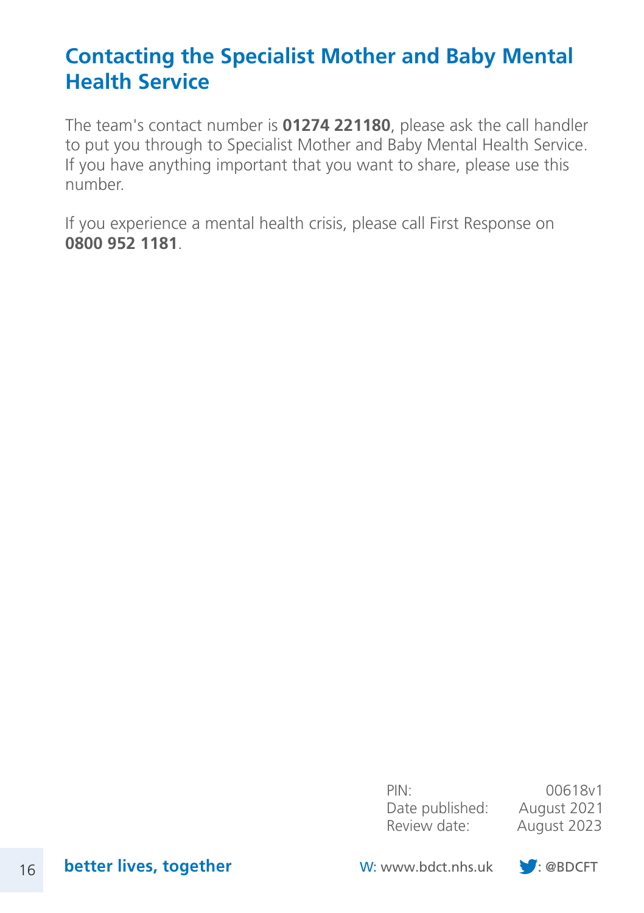## Contacting the Specialist Mother and Baby Mental Health Service

The team's contact number is **01274 221180**, please ask the call handler to put you through to Specialist Mother and Baby Mental Health Service. If you have anything important that you want to share, please use this number.

If you experience a mental health crisis, please call First Response on **0800 952 1181**.

| | |
|---|---|
| PIN: | 00618v1 |
| Date published: | August 2021 |
| Review date: | August 2023 |